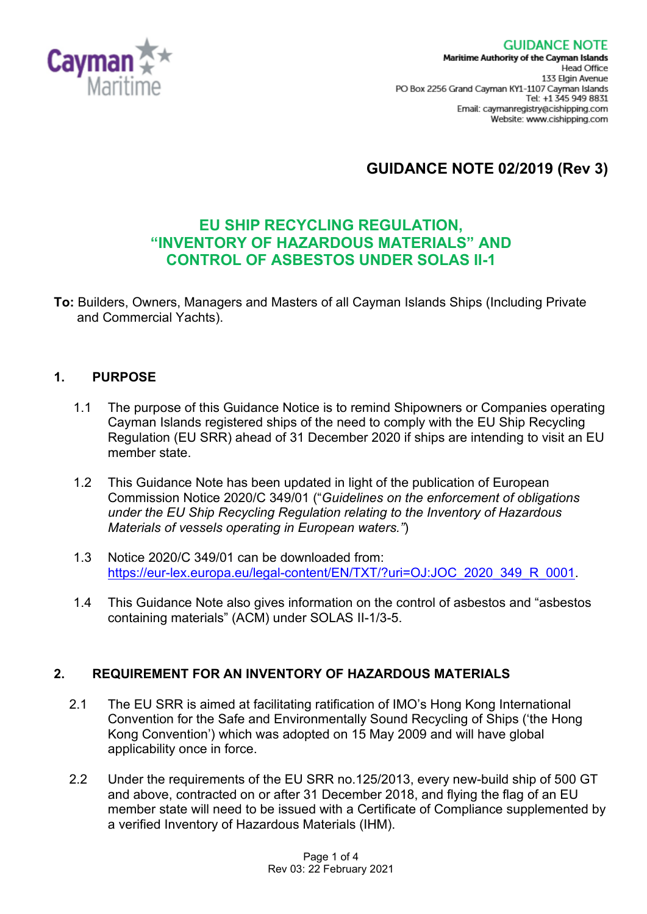GUIDANCE NOTE

**Maritime Authority of the Cayman Islands**
Head Office
133 Elgin Avenue
PO Box 2256 Grand Cayman KY1-1107 Cayman Islands
Tel: +1 345 949 8831
Email: caymanregistry@cishipping.com
Website: www.cishipping.com

# GUIDANCE NOTE 02/2019 (Rev 3)

## EU SHIP RECYCLING REGULATION, "INVENTORY OF HAZARDOUS MATERIALS" AND CONTROL OF ASBESTOS UNDER SOLAS II-1

**To:** Builders, Owners, Managers and Masters of all Cayman Islands Ships (Including Private and Commercial Yachts).

### 1. PURPOSE

1.1 The purpose of this Guidance Notice is to remind Shipowners or Companies operating Cayman Islands registered ships of the need to comply with the EU Ship Recycling Regulation (EU SRR) ahead of 31 December 2020 if ships are intending to visit an EU member state.

1.2 This Guidance Note has been updated in light of the publication of European Commission Notice 2020/C 349/01 ("*Guidelines on the enforcement of obligations under the EU Ship Recycling Regulation relating to the Inventory of Hazardous Materials of vessels operating in European waters.*")

1.3 Notice 2020/C 349/01 can be downloaded from: https://eur-lex.europa.eu/legal-content/EN/TXT/?uri=OJ:JOC_2020_349_R_0001.

1.4 This Guidance Note also gives information on the control of asbestos and "asbestos containing materials" (ACM) under SOLAS II-1/3-5.

### 2. REQUIREMENT FOR AN INVENTORY OF HAZARDOUS MATERIALS

2.1 The EU SRR is aimed at facilitating ratification of IMO's Hong Kong International Convention for the Safe and Environmentally Sound Recycling of Ships ('the Hong Kong Convention') which was adopted on 15 May 2009 and will have global applicability once in force.

2.2 Under the requirements of the EU SRR no.125/2013, every new-build ship of 500 GT and above, contracted on or after 31 December 2018, and flying the flag of an EU member state will need to be issued with a Certificate of Compliance supplemented by a verified Inventory of Hazardous Materials (IHM).

Rev 03: 22 February 2021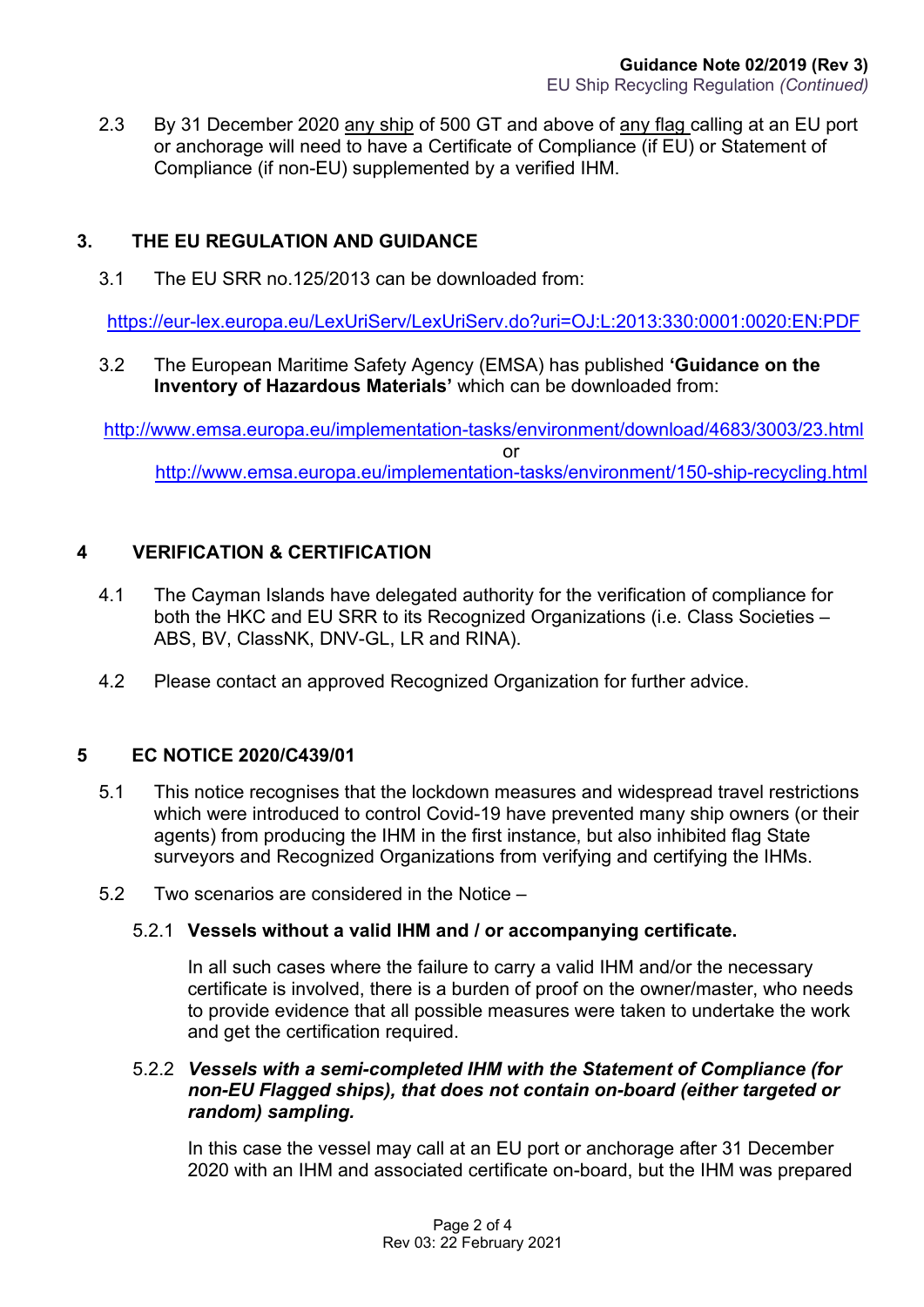2.3 By 31 December 2020 any ship of 500 GT and above of any flag calling at an EU port or anchorage will need to have a Certificate of Compliance (if EU) or Statement of Compliance (if non-EU) supplemented by a verified IHM.

## 3. THE EU REGULATION AND GUIDANCE

3.1 The EU SRR no.125/2013 can be downloaded from:

https://eur-lex.europa.eu/LexUriServ/LexUriServ.do?uri=OJ:L:2013:330:0001:0020:EN:PDF

3.2 The European Maritime Safety Agency (EMSA) has published **'Guidance on the Inventory of Hazardous Materials'** which can be downloaded from:

http://www.emsa.europa.eu/implementation-tasks/environment/download/4683/3003/23.html

or

http://www.emsa.europa.eu/implementation-tasks/environment/150-ship-recycling.html

## 4 VERIFICATION & CERTIFICATION

4.1 The Cayman Islands have delegated authority for the verification of compliance for both the HKC and EU SRR to its Recognized Organizations (i.e. Class Societies – ABS, BV, ClassNK, DNV-GL, LR and RINA).

4.2 Please contact an approved Recognized Organization for further advice.

## 5 EC NOTICE 2020/C439/01

5.1 This notice recognises that the lockdown measures and widespread travel restrictions which were introduced to control Covid-19 have prevented many ship owners (or their agents) from producing the IHM in the first instance, but also inhibited flag State surveyors and Recognized Organizations from verifying and certifying the IHMs.

5.2 Two scenarios are considered in the Notice –

### 5.2.1 Vessels without a valid IHM and / or accompanying certificate.

In all such cases where the failure to carry a valid IHM and/or the necessary certificate is involved, there is a burden of proof on the owner/master, who needs to provide evidence that all possible measures were taken to undertake the work and get the certification required.

### 5.2.2 *Vessels with a semi-completed IHM with the Statement of Compliance (for non-EU Flagged ships), that does not contain on-board (either targeted or random) sampling.*

In this case the vessel may call at an EU port or anchorage after 31 December 2020 with an IHM and associated certificate on-board, but the IHM was prepared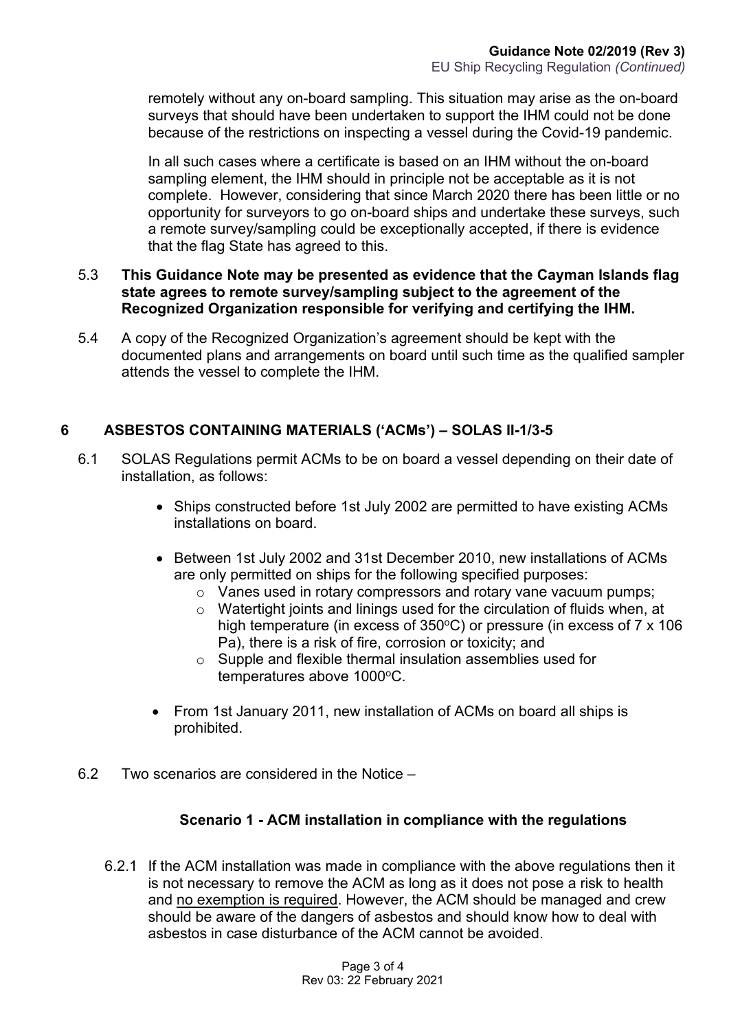remotely without any on-board sampling. This situation may arise as the on-board surveys that should have been undertaken to support the IHM could not be done because of the restrictions on inspecting a vessel during the Covid-19 pandemic.

In all such cases where a certificate is based on an IHM without the on-board sampling element, the IHM should in principle not be acceptable as it is not complete. However, considering that since March 2020 there has been little or no opportunity for surveyors to go on-board ships and undertake these surveys, such a remote survey/sampling could be exceptionally accepted, if there is evidence that the flag State has agreed to this.

5.3 **This Guidance Note may be presented as evidence that the Cayman Islands flag state agrees to remote survey/sampling subject to the agreement of the Recognized Organization responsible for verifying and certifying the IHM.**

5.4 A copy of the Recognized Organization's agreement should be kept with the documented plans and arrangements on board until such time as the qualified sampler attends the vessel to complete the IHM.

## 6 ASBESTOS CONTAINING MATERIALS ('ACMs') – SOLAS II-1/3-5

6.1 SOLAS Regulations permit ACMs to be on board a vessel depending on their date of installation, as follows:

- Ships constructed before 1st July 2002 are permitted to have existing ACMs installations on board.
- Between 1st July 2002 and 31st December 2010, new installations of ACMs are only permitted on ships for the following specified purposes:
  - Vanes used in rotary compressors and rotary vane vacuum pumps;
  - Watertight joints and linings used for the circulation of fluids when, at high temperature (in excess of 350°C) or pressure (in excess of 7 x 106 Pa), there is a risk of fire, corrosion or toxicity; and
  - Supple and flexible thermal insulation assemblies used for temperatures above 1000°C.
- From 1st January 2011, new installation of ACMs on board all ships is prohibited.

6.2 Two scenarios are considered in the Notice –

### Scenario 1 - ACM installation in compliance with the regulations

6.2.1 If the ACM installation was made in compliance with the above regulations then it is not necessary to remove the ACM as long as it does not pose a risk to health and no exemption is required. However, the ACM should be managed and crew should be aware of the dangers of asbestos and should know how to deal with asbestos in case disturbance of the ACM cannot be avoided.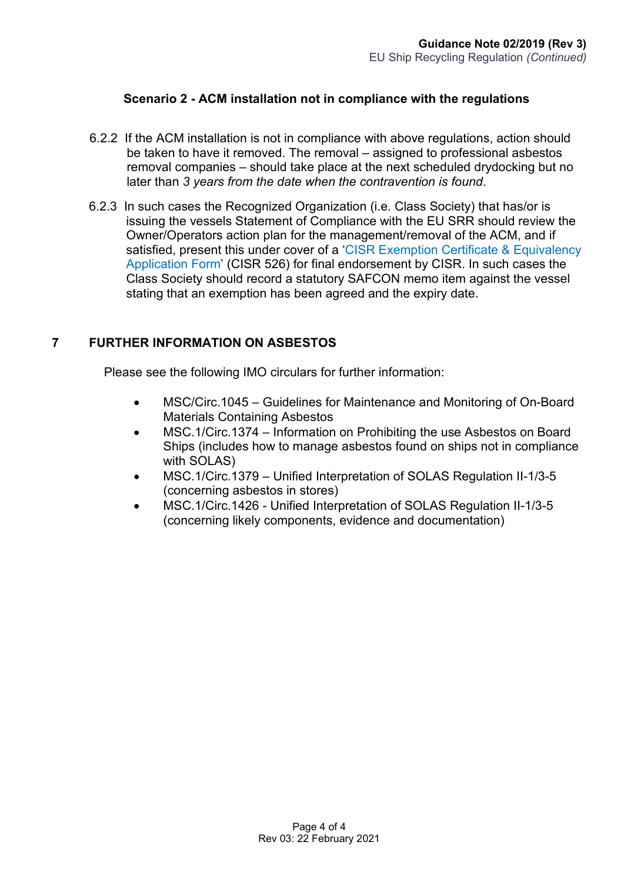**Scenario 2 - ACM installation not in compliance with the regulations**

6.2.2 If the ACM installation is not in compliance with above regulations, action should be taken to have it removed. The removal – assigned to professional asbestos removal companies – should take place at the next scheduled drydocking but no later than *3 years from the date when the contravention is found*.

6.2.3 In such cases the Recognized Organization (i.e. Class Society) that has/or is issuing the vessels Statement of Compliance with the EU SRR should review the Owner/Operators action plan for the management/removal of the ACM, and if satisfied, present this under cover of a 'CISR Exemption Certificate & Equivalency Application Form' (CISR 526) for final endorsement by CISR. In such cases the Class Society should record a statutory SAFCON memo item against the vessel stating that an exemption has been agreed and the expiry date.

## 7 FURTHER INFORMATION ON ASBESTOS

Please see the following IMO circulars for further information:

- MSC/Circ.1045 – Guidelines for Maintenance and Monitoring of On-Board Materials Containing Asbestos
- MSC.1/Circ.1374 – Information on Prohibiting the use Asbestos on Board Ships (includes how to manage asbestos found on ships not in compliance with SOLAS)
- MSC.1/Circ.1379 – Unified Interpretation of SOLAS Regulation II-1/3-5 (concerning asbestos in stores)
- MSC.1/Circ.1426 - Unified Interpretation of SOLAS Regulation II-1/3-5 (concerning likely components, evidence and documentation)